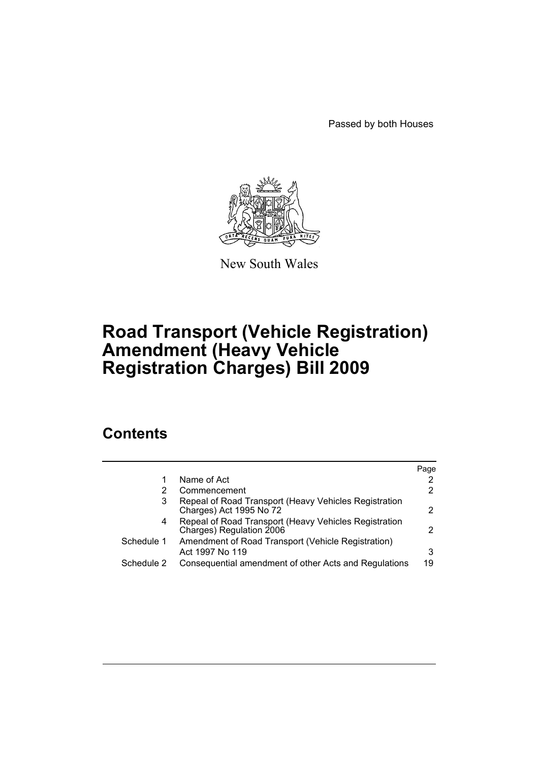Passed by both Houses

New South Wales

# Road Transport (Vehicle Registration) Amendment (Heavy Vehicle Registration Charges) Bill 2009

## Contents

| | | Page |
|---|---|---|
| 1 | Name of Act | 2 |
| 2 | Commencement | 2 |
| 3 | Repeal of Road Transport (Heavy Vehicles Registration Charges) Act 1995 No 72 | 2 |
| 4 | Repeal of Road Transport (Heavy Vehicles Registration Charges) Regulation 2006 | 2 |
| Schedule 1 | Amendment of Road Transport (Vehicle Registration) Act 1997 No 119 | 3 |
| Schedule 2 | Consequential amendment of other Acts and Regulations | 19 |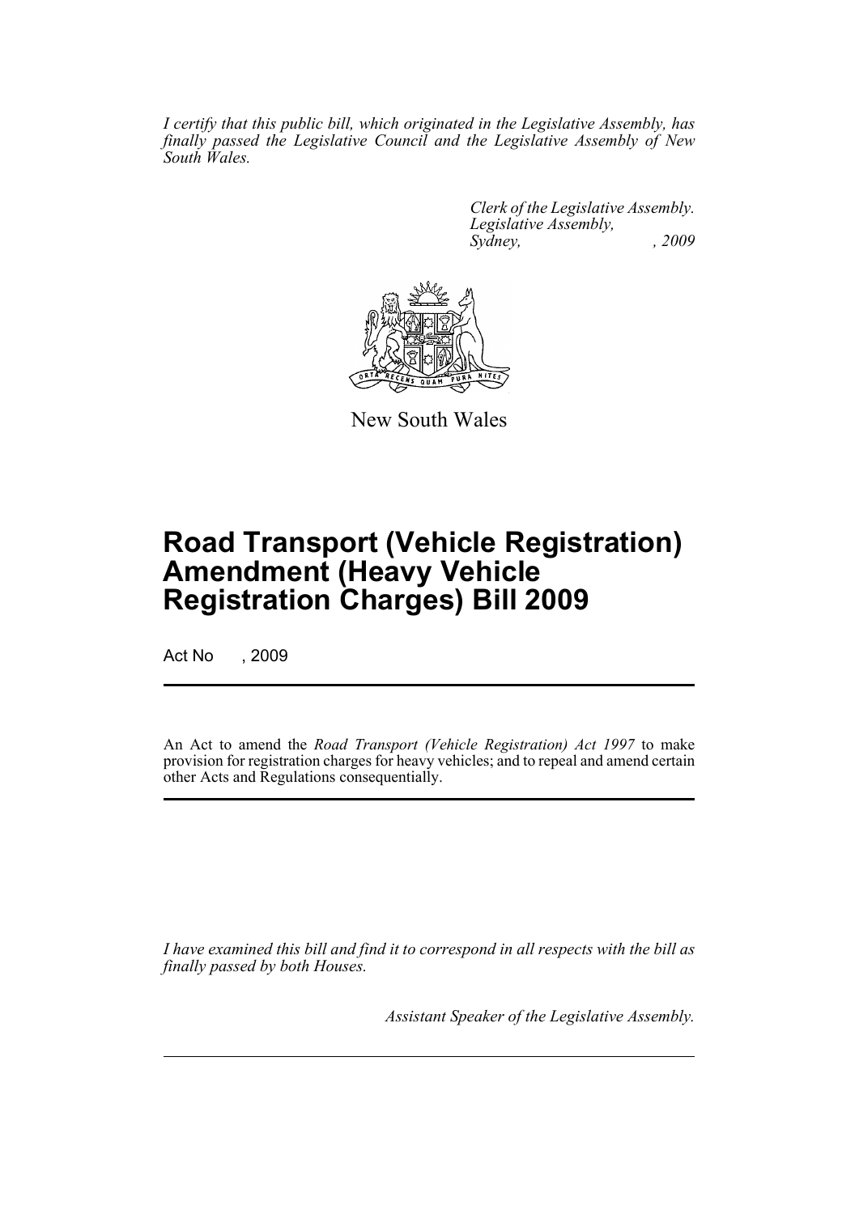*I certify that this public bill, which originated in the Legislative Assembly, has finally passed the Legislative Council and the Legislative Assembly of New South Wales.*

*Clerk of the Legislative Assembly.*
*Legislative Assembly,*
*Sydney, , 2009*

New South Wales

# Road Transport (Vehicle Registration) Amendment (Heavy Vehicle Registration Charges) Bill 2009

Act No , 2009

An Act to amend the *Road Transport (Vehicle Registration) Act 1997* to make provision for registration charges for heavy vehicles; and to repeal and amend certain other Acts and Regulations consequentially.

*I have examined this bill and find it to correspond in all respects with the bill as finally passed by both Houses.*

*Assistant Speaker of the Legislative Assembly.*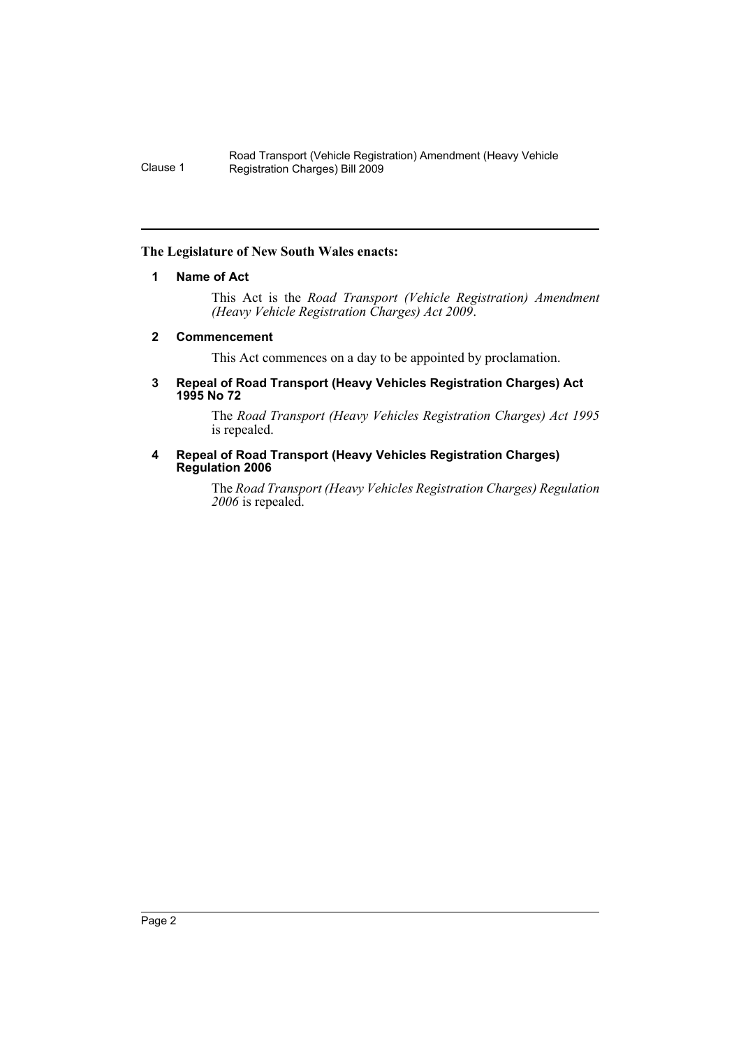**The Legislature of New South Wales enacts:**

### 1 Name of Act

This Act is the *Road Transport (Vehicle Registration) Amendment (Heavy Vehicle Registration Charges) Act 2009*.

### 2 Commencement

This Act commences on a day to be appointed by proclamation.

### 3 Repeal of Road Transport (Heavy Vehicles Registration Charges) Act 1995 No 72

The *Road Transport (Heavy Vehicles Registration Charges) Act 1995* is repealed.

### 4 Repeal of Road Transport (Heavy Vehicles Registration Charges) Regulation 2006

The *Road Transport (Heavy Vehicles Registration Charges) Regulation 2006* is repealed.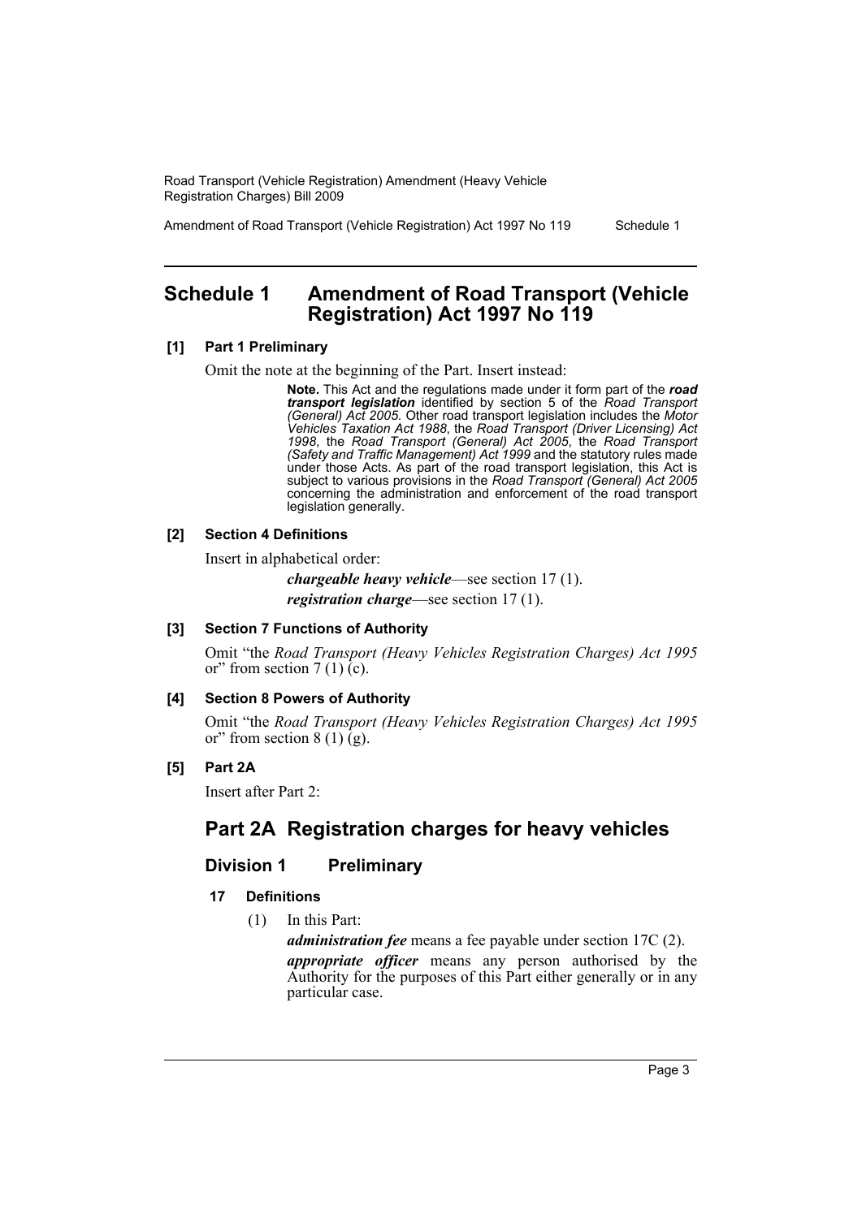## Schedule 1 Amendment of Road Transport (Vehicle Registration) Act 1997 No 119

**[1] Part 1 Preliminary**

Omit the note at the beginning of the Part. Insert instead:

> **Note.** This Act and the regulations made under it form part of the ***road transport legislation*** identified by section 5 of the *Road Transport (General) Act 2005*. Other road transport legislation includes the *Motor Vehicles Taxation Act 1988*, the *Road Transport (Driver Licensing) Act 1998*, the *Road Transport (General) Act 2005*, the *Road Transport (Safety and Traffic Management) Act 1999* and the statutory rules made under those Acts. As part of the road transport legislation, this Act is subject to various provisions in the *Road Transport (General) Act 2005* concerning the administration and enforcement of the road transport legislation generally.

**[2] Section 4 Definitions**

Insert in alphabetical order:

> ***chargeable heavy vehicle***—see section 17 (1).
>
> ***registration charge***—see section 17 (1).

**[3] Section 7 Functions of Authority**

Omit "the *Road Transport (Heavy Vehicles Registration Charges) Act 1995* or" from section 7 (1) (c).

**[4] Section 8 Powers of Authority**

Omit "the *Road Transport (Heavy Vehicles Registration Charges) Act 1995* or" from section 8 (1) (g).

**[5] Part 2A**

Insert after Part 2:

## Part 2A Registration charges for heavy vehicles

### Division 1 Preliminary

#### 17 Definitions

(1) In this Part:

***administration fee*** means a fee payable under section 17C (2).

***appropriate officer*** means any person authorised by the Authority for the purposes of this Part either generally or in any particular case.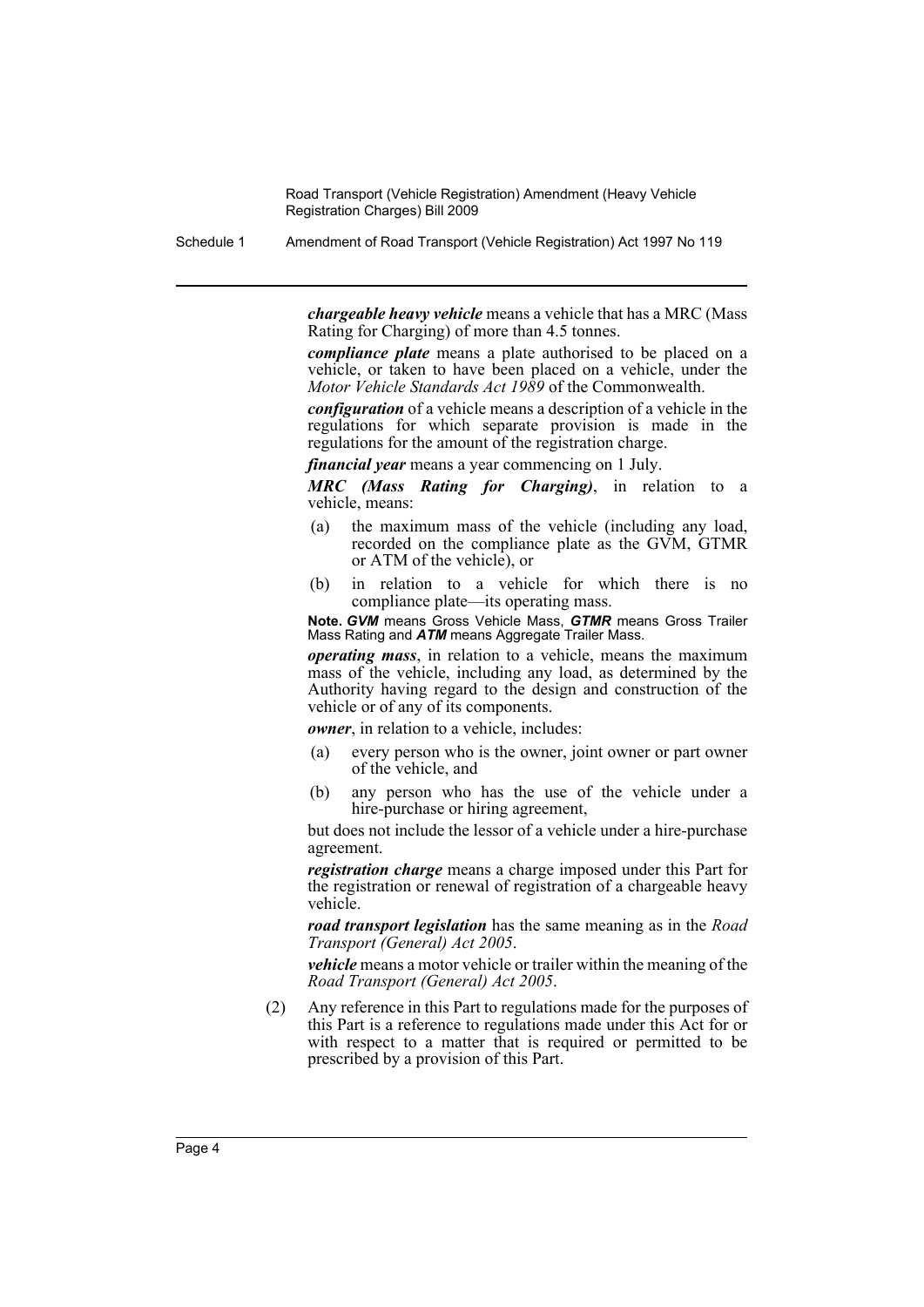***chargeable heavy vehicle*** means a vehicle that has a MRC (Mass Rating for Charging) of more than 4.5 tonnes.

***compliance plate*** means a plate authorised to be placed on a vehicle, or taken to have been placed on a vehicle, under the *Motor Vehicle Standards Act 1989* of the Commonwealth.

***configuration*** of a vehicle means a description of a vehicle in the regulations for which separate provision is made in the regulations for the amount of the registration charge.

***financial year*** means a year commencing on 1 July.

***MRC (Mass Rating for Charging)***, in relation to a vehicle, means:

- (a) the maximum mass of the vehicle (including any load, recorded on the compliance plate as the GVM, GTMR or ATM of the vehicle), or
- (b) in relation to a vehicle for which there is no compliance plate—its operating mass.

**Note.** ***GVM*** means Gross Vehicle Mass, ***GTMR*** means Gross Trailer Mass Rating and ***ATM*** means Aggregate Trailer Mass.

***operating mass***, in relation to a vehicle, means the maximum mass of the vehicle, including any load, as determined by the Authority having regard to the design and construction of the vehicle or of any of its components.

***owner***, in relation to a vehicle, includes:

- (a) every person who is the owner, joint owner or part owner of the vehicle, and
- (b) any person who has the use of the vehicle under a hire-purchase or hiring agreement,

but does not include the lessor of a vehicle under a hire-purchase agreement.

***registration charge*** means a charge imposed under this Part for the registration or renewal of registration of a chargeable heavy vehicle.

***road transport legislation*** has the same meaning as in the *Road Transport (General) Act 2005*.

***vehicle*** means a motor vehicle or trailer within the meaning of the *Road Transport (General) Act 2005*.

(2) Any reference in this Part to regulations made for the purposes of this Part is a reference to regulations made under this Act for or with respect to a matter that is required or permitted to be prescribed by a provision of this Part.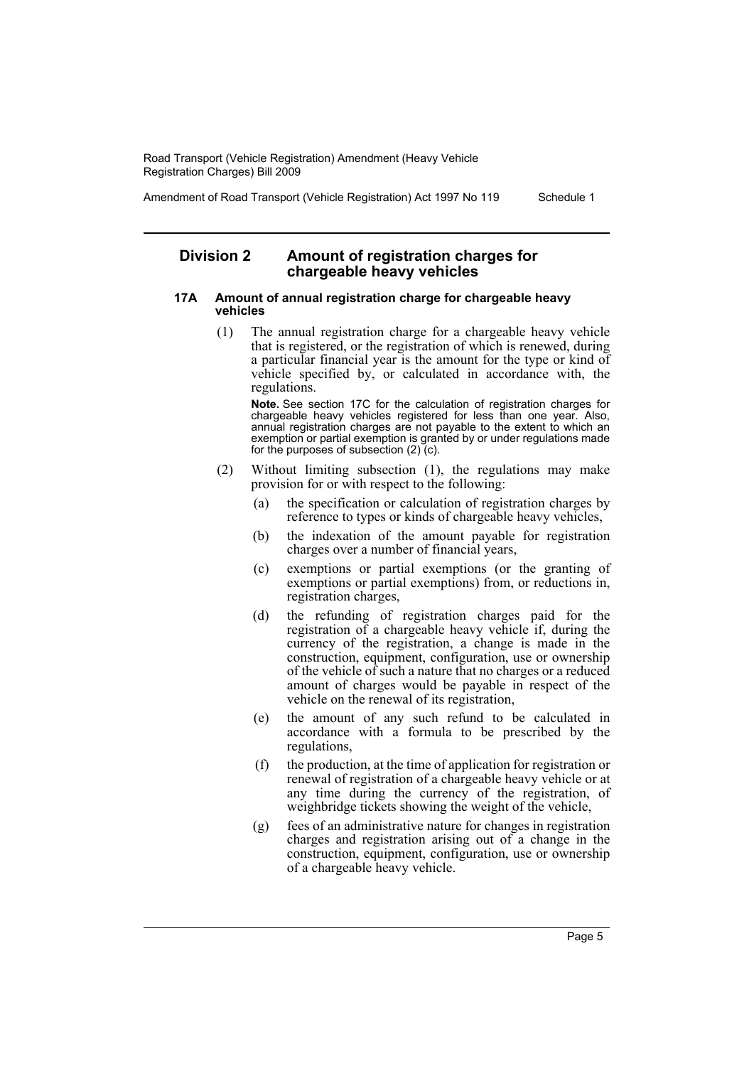## Division 2 Amount of registration charges for chargeable heavy vehicles

### 17A Amount of annual registration charge for chargeable heavy vehicles

(1) The annual registration charge for a chargeable heavy vehicle that is registered, or the registration of which is renewed, during a particular financial year is the amount for the type or kind of vehicle specified by, or calculated in accordance with, the regulations.

**Note.** See section 17C for the calculation of registration charges for chargeable heavy vehicles registered for less than one year. Also, annual registration charges are not payable to the extent to which an exemption or partial exemption is granted by or under regulations made for the purposes of subsection (2) (c).

(2) Without limiting subsection (1), the regulations may make provision for or with respect to the following:

(a) the specification or calculation of registration charges by reference to types or kinds of chargeable heavy vehicles,

(b) the indexation of the amount payable for registration charges over a number of financial years,

(c) exemptions or partial exemptions (or the granting of exemptions or partial exemptions) from, or reductions in, registration charges,

(d) the refunding of registration charges paid for the registration of a chargeable heavy vehicle if, during the currency of the registration, a change is made in the construction, equipment, configuration, use or ownership of the vehicle of such a nature that no charges or a reduced amount of charges would be payable in respect of the vehicle on the renewal of its registration,

(e) the amount of any such refund to be calculated in accordance with a formula to be prescribed by the regulations,

(f) the production, at the time of application for registration or renewal of registration of a chargeable heavy vehicle or at any time during the currency of the registration, of weighbridge tickets showing the weight of the vehicle,

(g) fees of an administrative nature for changes in registration charges and registration arising out of a change in the construction, equipment, configuration, use or ownership of a chargeable heavy vehicle.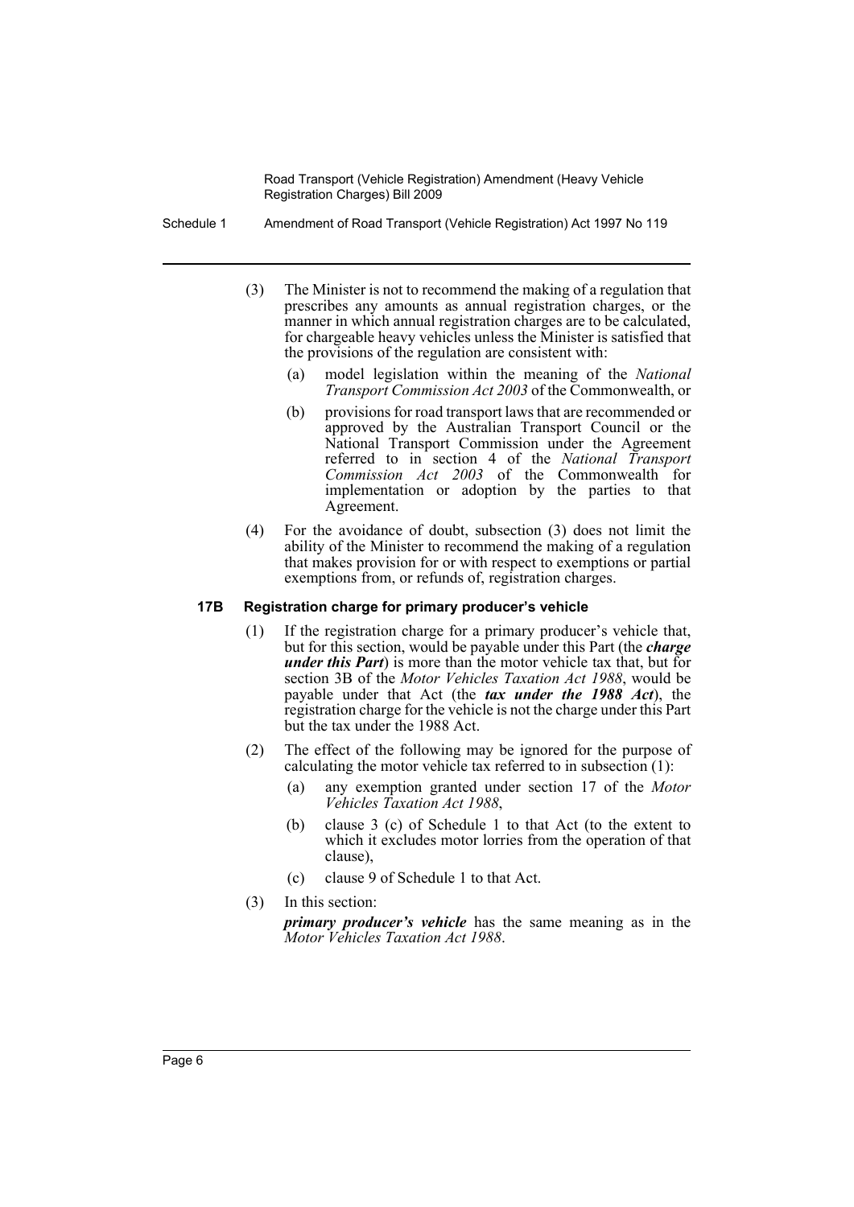(3) The Minister is not to recommend the making of a regulation that prescribes any amounts as annual registration charges, or the manner in which annual registration charges are to be calculated, for chargeable heavy vehicles unless the Minister is satisfied that the provisions of the regulation are consistent with:

(a) model legislation within the meaning of the *National Transport Commission Act 2003* of the Commonwealth, or

(b) provisions for road transport laws that are recommended or approved by the Australian Transport Council or the National Transport Commission under the Agreement referred to in section 4 of the *National Transport Commission Act 2003* of the Commonwealth for implementation or adoption by the parties to that Agreement.

(4) For the avoidance of doubt, subsection (3) does not limit the ability of the Minister to recommend the making of a regulation that makes provision for or with respect to exemptions or partial exemptions from, or refunds of, registration charges.

**17B Registration charge for primary producer's vehicle**

(1) If the registration charge for a primary producer's vehicle that, but for this section, would be payable under this Part (the ***charge under this Part***) is more than the motor vehicle tax that, but for section 3B of the *Motor Vehicles Taxation Act 1988*, would be payable under that Act (the ***tax under the 1988 Act***), the registration charge for the vehicle is not the charge under this Part but the tax under the 1988 Act.

(2) The effect of the following may be ignored for the purpose of calculating the motor vehicle tax referred to in subsection (1):

(a) any exemption granted under section 17 of the *Motor Vehicles Taxation Act 1988*,

(b) clause 3 (c) of Schedule 1 to that Act (to the extent to which it excludes motor lorries from the operation of that clause),

(c) clause 9 of Schedule 1 to that Act.

(3) In this section:

***primary producer's vehicle*** has the same meaning as in the *Motor Vehicles Taxation Act 1988*.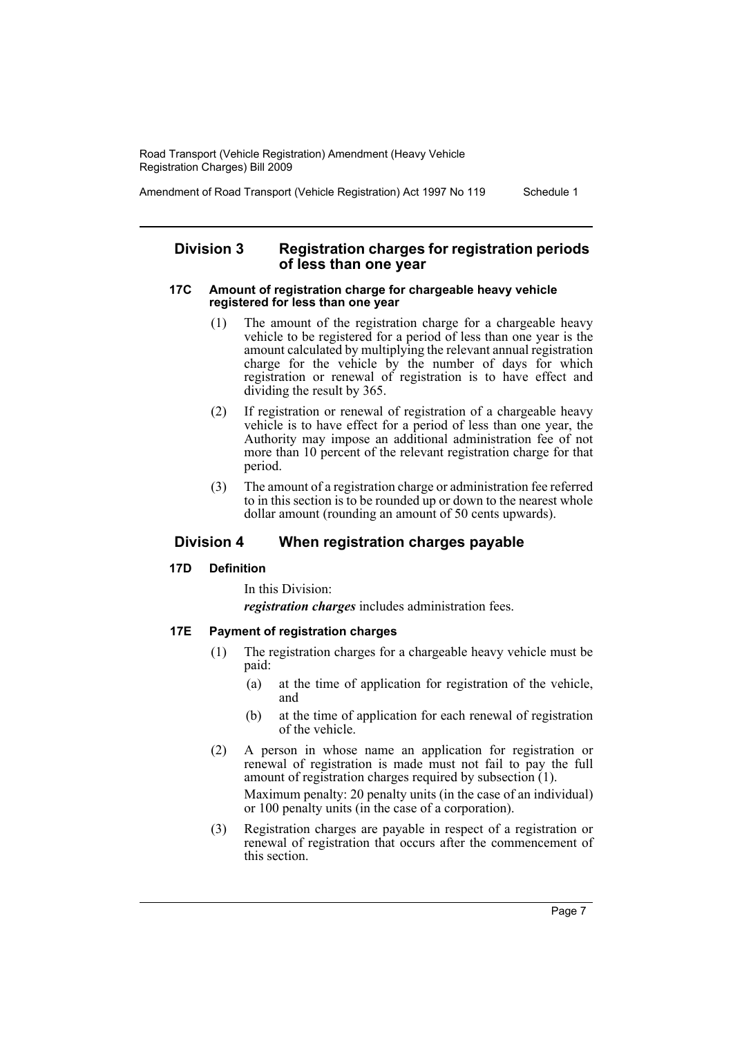## Division 3 Registration charges for registration periods of less than one year

### 17C Amount of registration charge for chargeable heavy vehicle registered for less than one year

(1) The amount of the registration charge for a chargeable heavy vehicle to be registered for a period of less than one year is the amount calculated by multiplying the relevant annual registration charge for the vehicle by the number of days for which registration or renewal of registration is to have effect and dividing the result by 365.

(2) If registration or renewal of registration of a chargeable heavy vehicle is to have effect for a period of less than one year, the Authority may impose an additional administration fee of not more than 10 percent of the relevant registration charge for that period.

(3) The amount of a registration charge or administration fee referred to in this section is to be rounded up or down to the nearest whole dollar amount (rounding an amount of 50 cents upwards).

## Division 4 When registration charges payable

### 17D Definition

In this Division:

***registration charges*** includes administration fees.

### 17E Payment of registration charges

(1) The registration charges for a chargeable heavy vehicle must be paid:

- (a) at the time of application for registration of the vehicle, and
- (b) at the time of application for each renewal of registration of the vehicle.

(2) A person in whose name an application for registration or renewal of registration is made must not fail to pay the full amount of registration charges required by subsection (1).

Maximum penalty: 20 penalty units (in the case of an individual) or 100 penalty units (in the case of a corporation).

(3) Registration charges are payable in respect of a registration or renewal of registration that occurs after the commencement of this section.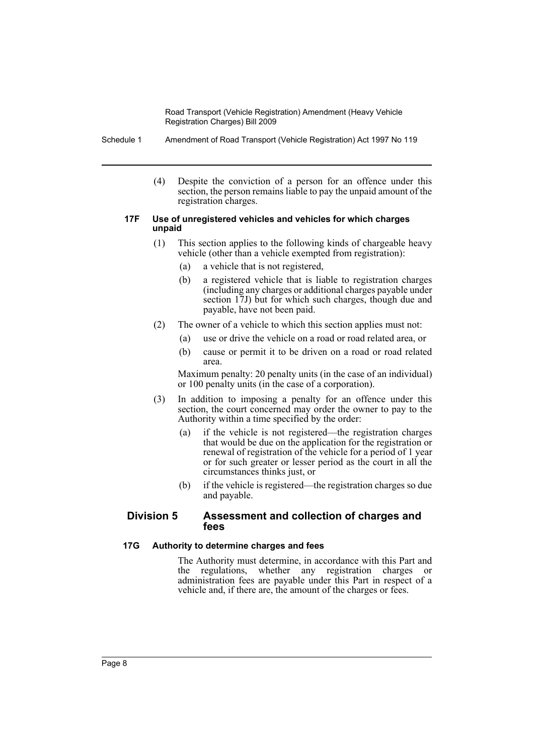(4) Despite the conviction of a person for an offence under this section, the person remains liable to pay the unpaid amount of the registration charges.

#### 17F Use of unregistered vehicles and vehicles for which charges unpaid

(1) This section applies to the following kinds of chargeable heavy vehicle (other than a vehicle exempted from registration):

- (a) a vehicle that is not registered,
- (b) a registered vehicle that is liable to registration charges (including any charges or additional charges payable under section 17J) but for which such charges, though due and payable, have not been paid.

(2) The owner of a vehicle to which this section applies must not:

- (a) use or drive the vehicle on a road or road related area, or
- (b) cause or permit it to be driven on a road or road related area.

Maximum penalty: 20 penalty units (in the case of an individual) or 100 penalty units (in the case of a corporation).

(3) In addition to imposing a penalty for an offence under this section, the court concerned may order the owner to pay to the Authority within a time specified by the order:

- (a) if the vehicle is not registered—the registration charges that would be due on the application for the registration or renewal of registration of the vehicle for a period of 1 year or for such greater or lesser period as the court in all the circumstances thinks just, or
- (b) if the vehicle is registered—the registration charges so due and payable.

### Division 5 Assessment and collection of charges and fees

#### 17G Authority to determine charges and fees

The Authority must determine, in accordance with this Part and the regulations, whether any registration charges or administration fees are payable under this Part in respect of a vehicle and, if there are, the amount of the charges or fees.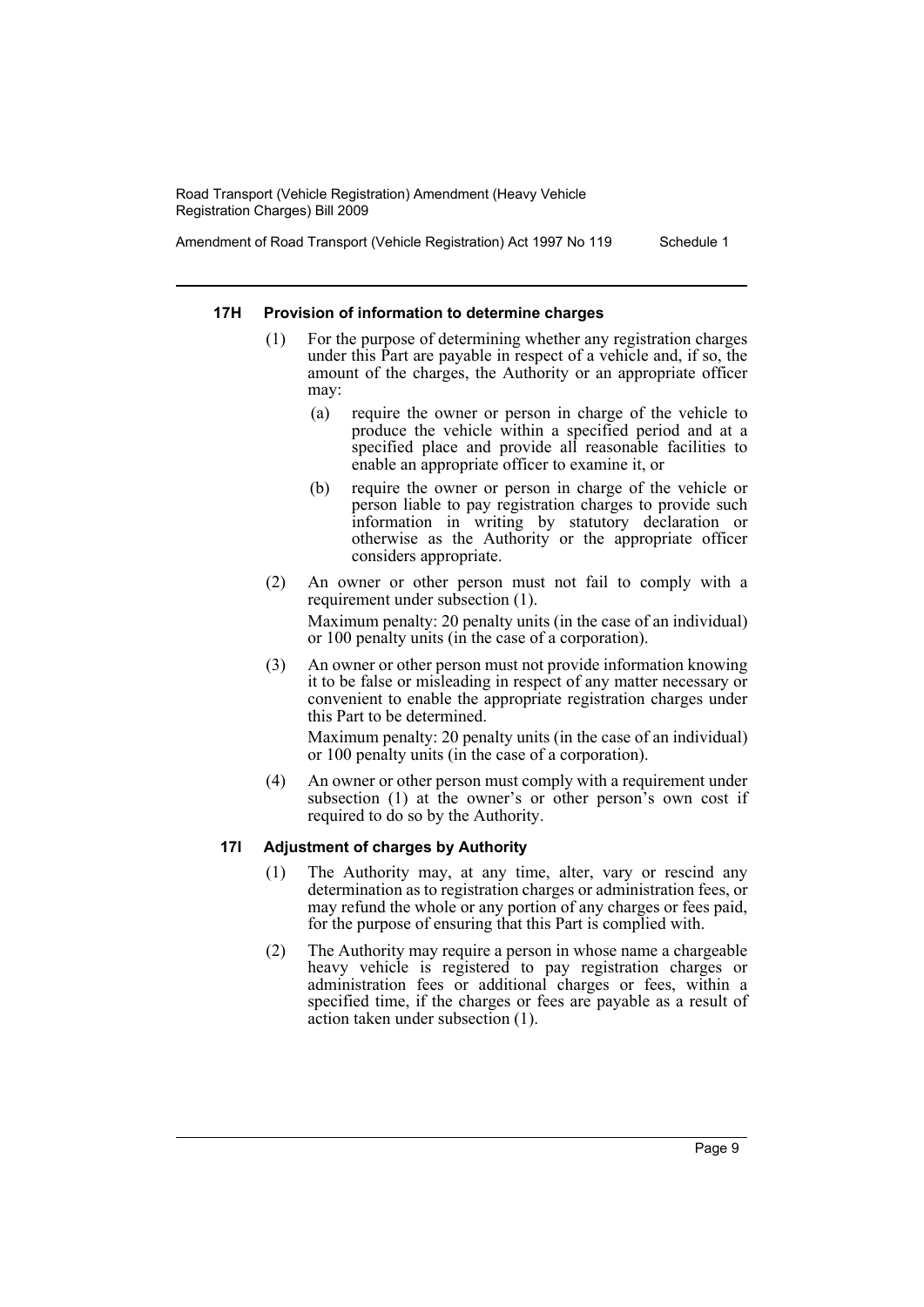#### 17H Provision of information to determine charges

(1) For the purpose of determining whether any registration charges under this Part are payable in respect of a vehicle and, if so, the amount of the charges, the Authority or an appropriate officer may:

(a) require the owner or person in charge of the vehicle to produce the vehicle within a specified period and at a specified place and provide all reasonable facilities to enable an appropriate officer to examine it, or

(b) require the owner or person in charge of the vehicle or person liable to pay registration charges to provide such information in writing by statutory declaration or otherwise as the Authority or the appropriate officer considers appropriate.

(2) An owner or other person must not fail to comply with a requirement under subsection (1).

Maximum penalty: 20 penalty units (in the case of an individual) or 100 penalty units (in the case of a corporation).

(3) An owner or other person must not provide information knowing it to be false or misleading in respect of any matter necessary or convenient to enable the appropriate registration charges under this Part to be determined.

Maximum penalty: 20 penalty units (in the case of an individual) or 100 penalty units (in the case of a corporation).

(4) An owner or other person must comply with a requirement under subsection (1) at the owner's or other person's own cost if required to do so by the Authority.

#### 17I Adjustment of charges by Authority

(1) The Authority may, at any time, alter, vary or rescind any determination as to registration charges or administration fees, or may refund the whole or any portion of any charges or fees paid, for the purpose of ensuring that this Part is complied with.

(2) The Authority may require a person in whose name a chargeable heavy vehicle is registered to pay registration charges or administration fees or additional charges or fees, within a specified time, if the charges or fees are payable as a result of action taken under subsection (1).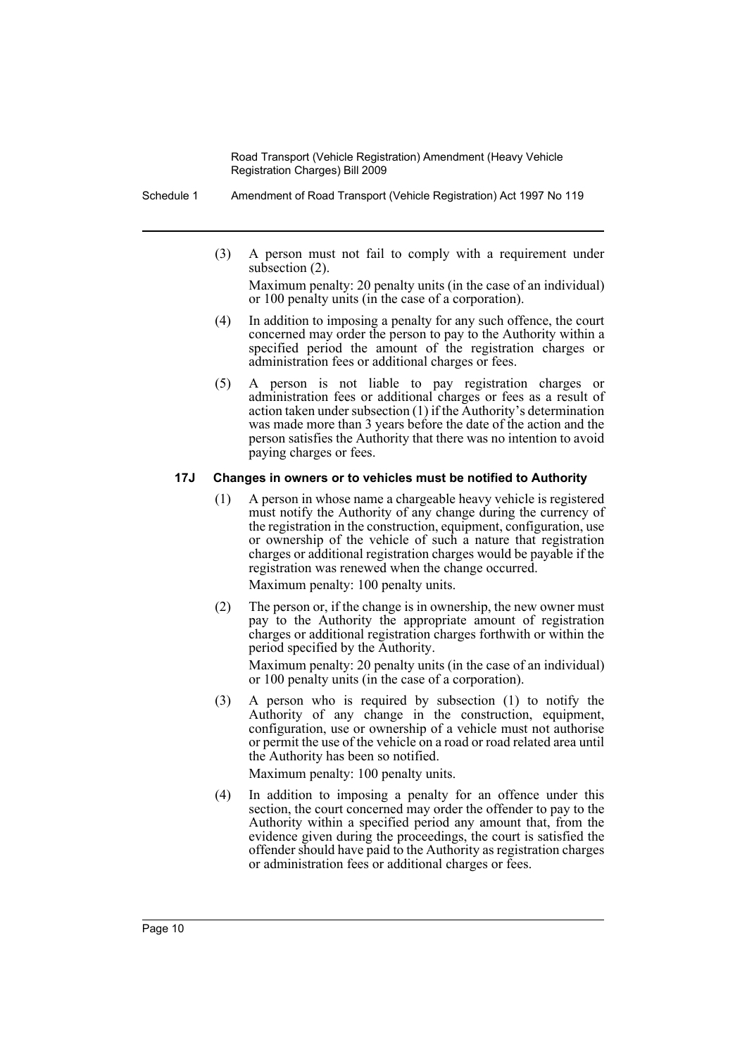(3) A person must not fail to comply with a requirement under subsection (2).

Maximum penalty: 20 penalty units (in the case of an individual) or 100 penalty units (in the case of a corporation).

(4) In addition to imposing a penalty for any such offence, the court concerned may order the person to pay to the Authority within a specified period the amount of the registration charges or administration fees or additional charges or fees.

(5) A person is not liable to pay registration charges or administration fees or additional charges or fees as a result of action taken under subsection (1) if the Authority's determination was made more than 3 years before the date of the action and the person satisfies the Authority that there was no intention to avoid paying charges or fees.

#### 17J Changes in owners or to vehicles must be notified to Authority

(1) A person in whose name a chargeable heavy vehicle is registered must notify the Authority of any change during the currency of the registration in the construction, equipment, configuration, use or ownership of the vehicle of such a nature that registration charges or additional registration charges would be payable if the registration was renewed when the change occurred.

Maximum penalty: 100 penalty units.

(2) The person or, if the change is in ownership, the new owner must pay to the Authority the appropriate amount of registration charges or additional registration charges forthwith or within the period specified by the Authority.

Maximum penalty: 20 penalty units (in the case of an individual) or 100 penalty units (in the case of a corporation).

(3) A person who is required by subsection (1) to notify the Authority of any change in the construction, equipment, configuration, use or ownership of a vehicle must not authorise or permit the use of the vehicle on a road or road related area until the Authority has been so notified.

Maximum penalty: 100 penalty units.

(4) In addition to imposing a penalty for an offence under this section, the court concerned may order the offender to pay to the Authority within a specified period any amount that, from the evidence given during the proceedings, the court is satisfied the offender should have paid to the Authority as registration charges or administration fees or additional charges or fees.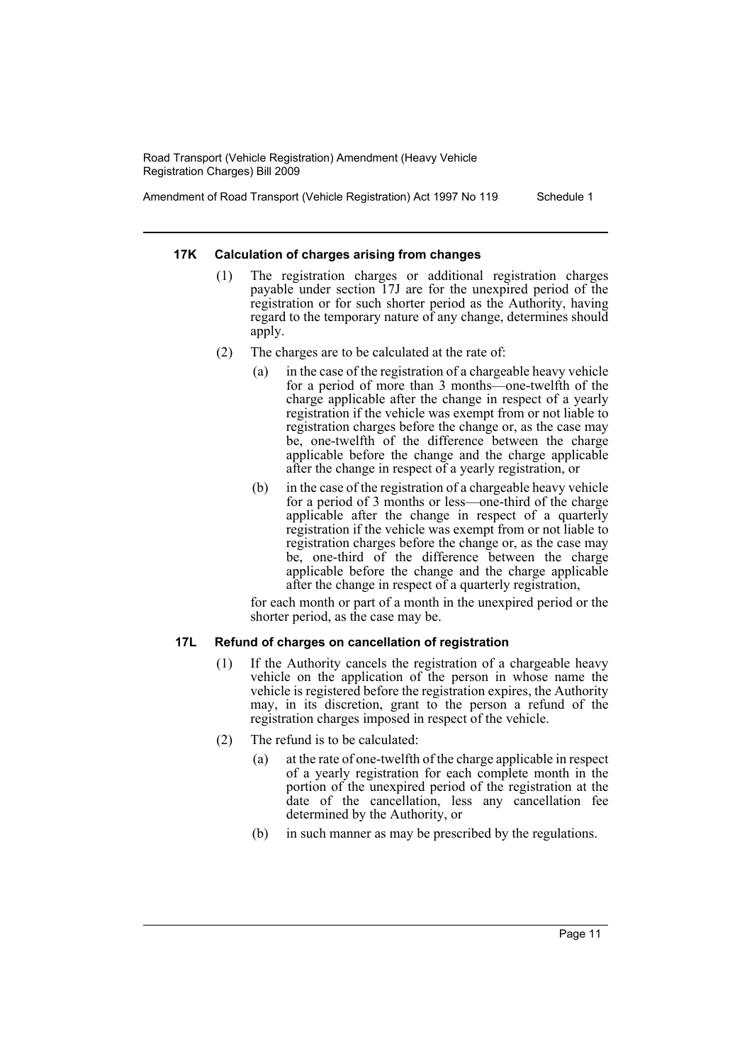#### 17K Calculation of charges arising from changes

(1) The registration charges or additional registration charges payable under section 17J are for the unexpired period of the registration or for such shorter period as the Authority, having regard to the temporary nature of any change, determines should apply.

(2) The charges are to be calculated at the rate of:

(a) in the case of the registration of a chargeable heavy vehicle for a period of more than 3 months—one-twelfth of the charge applicable after the change in respect of a yearly registration if the vehicle was exempt from or not liable to registration charges before the change or, as the case may be, one-twelfth of the difference between the charge applicable before the change and the charge applicable after the change in respect of a yearly registration, or

(b) in the case of the registration of a chargeable heavy vehicle for a period of 3 months or less—one-third of the charge applicable after the change in respect of a quarterly registration if the vehicle was exempt from or not liable to registration charges before the change or, as the case may be, one-third of the difference between the charge applicable before the change and the charge applicable after the change in respect of a quarterly registration,

for each month or part of a month in the unexpired period or the shorter period, as the case may be.

#### 17L Refund of charges on cancellation of registration

(1) If the Authority cancels the registration of a chargeable heavy vehicle on the application of the person in whose name the vehicle is registered before the registration expires, the Authority may, in its discretion, grant to the person a refund of the registration charges imposed in respect of the vehicle.

(2) The refund is to be calculated:

(a) at the rate of one-twelfth of the charge applicable in respect of a yearly registration for each complete month in the portion of the unexpired period of the registration at the date of the cancellation, less any cancellation fee determined by the Authority, or

(b) in such manner as may be prescribed by the regulations.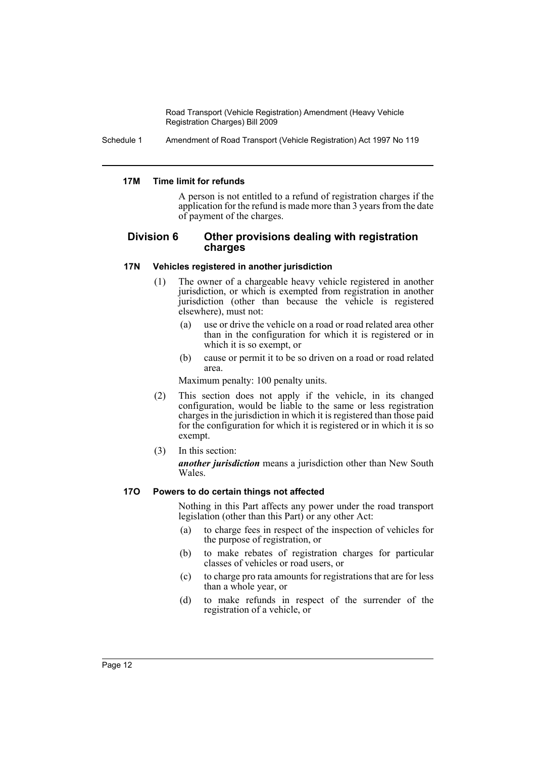#### 17M Time limit for refunds

A person is not entitled to a refund of registration charges if the application for the refund is made more than 3 years from the date of payment of the charges.

### Division 6 Other provisions dealing with registration charges

#### 17N Vehicles registered in another jurisdiction

(1) The owner of a chargeable heavy vehicle registered in another jurisdiction, or which is exempted from registration in another jurisdiction (other than because the vehicle is registered elsewhere), must not:

- (a) use or drive the vehicle on a road or road related area other than in the configuration for which it is registered or in which it is so exempt, or
- (b) cause or permit it to be so driven on a road or road related area.

Maximum penalty: 100 penalty units.

(2) This section does not apply if the vehicle, in its changed configuration, would be liable to the same or less registration charges in the jurisdiction in which it is registered than those paid for the configuration for which it is registered or in which it is so exempt.

(3) In this section:

***another jurisdiction*** means a jurisdiction other than New South Wales.

#### 17O Powers to do certain things not affected

Nothing in this Part affects any power under the road transport legislation (other than this Part) or any other Act:

- (a) to charge fees in respect of the inspection of vehicles for the purpose of registration, or
- (b) to make rebates of registration charges for particular classes of vehicles or road users, or
- (c) to charge pro rata amounts for registrations that are for less than a whole year, or
- (d) to make refunds in respect of the surrender of the registration of a vehicle, or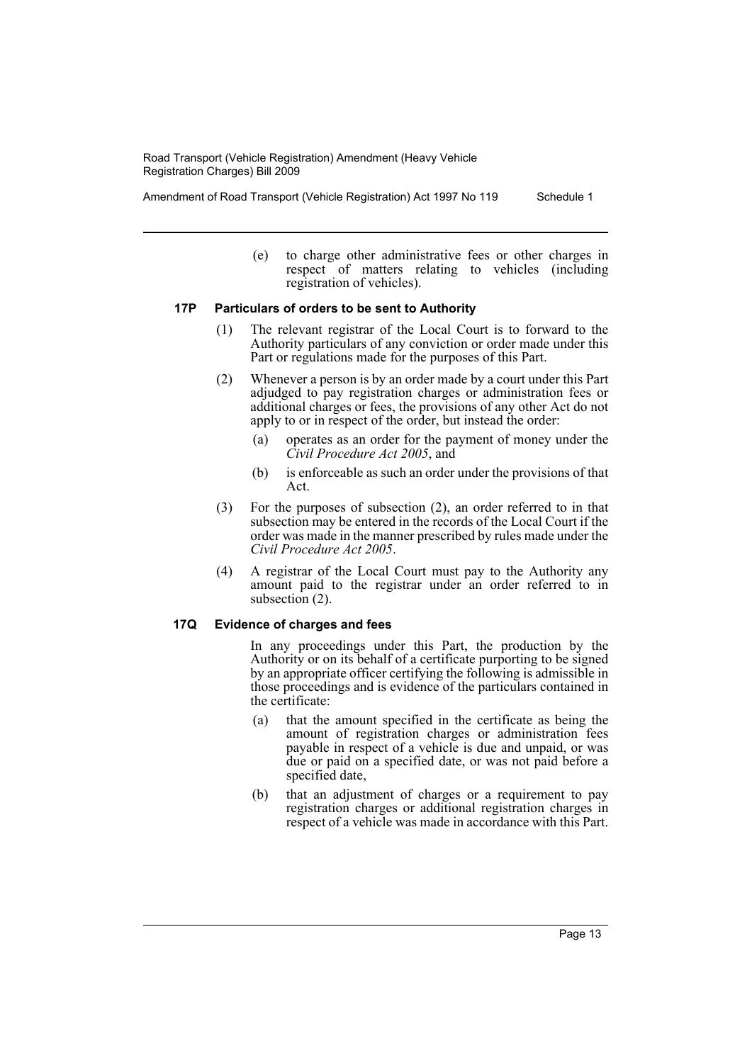(e) to charge other administrative fees or other charges in respect of matters relating to vehicles (including registration of vehicles).

### 17P Particulars of orders to be sent to Authority

(1) The relevant registrar of the Local Court is to forward to the Authority particulars of any conviction or order made under this Part or regulations made for the purposes of this Part.

(2) Whenever a person is by an order made by a court under this Part adjudged to pay registration charges or administration fees or additional charges or fees, the provisions of any other Act do not apply to or in respect of the order, but instead the order:

(a) operates as an order for the payment of money under the *Civil Procedure Act 2005*, and

(b) is enforceable as such an order under the provisions of that Act.

(3) For the purposes of subsection (2), an order referred to in that subsection may be entered in the records of the Local Court if the order was made in the manner prescribed by rules made under the *Civil Procedure Act 2005*.

(4) A registrar of the Local Court must pay to the Authority any amount paid to the registrar under an order referred to in subsection (2).

### 17Q Evidence of charges and fees

In any proceedings under this Part, the production by the Authority or on its behalf of a certificate purporting to be signed by an appropriate officer certifying the following is admissible in those proceedings and is evidence of the particulars contained in the certificate:

(a) that the amount specified in the certificate as being the amount of registration charges or administration fees payable in respect of a vehicle is due and unpaid, or was due or paid on a specified date, or was not paid before a specified date,

(b) that an adjustment of charges or a requirement to pay registration charges or additional registration charges in respect of a vehicle was made in accordance with this Part.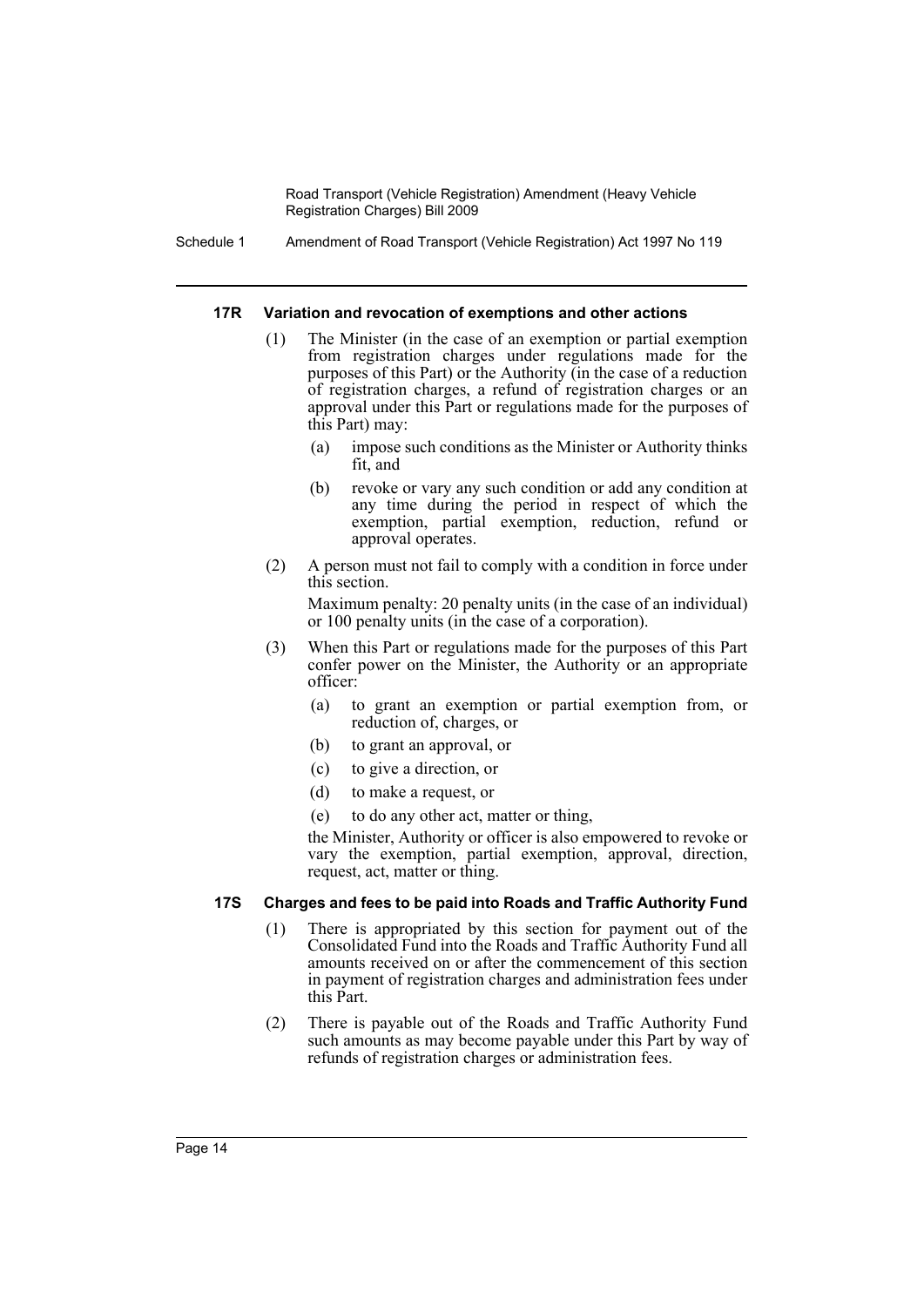#### 17R Variation and revocation of exemptions and other actions

(1) The Minister (in the case of an exemption or partial exemption from registration charges under regulations made for the purposes of this Part) or the Authority (in the case of a reduction of registration charges, a refund of registration charges or an approval under this Part or regulations made for the purposes of this Part) may:

- (a) impose such conditions as the Minister or Authority thinks fit, and
- (b) revoke or vary any such condition or add any condition at any time during the period in respect of which the exemption, partial exemption, reduction, refund or approval operates.

(2) A person must not fail to comply with a condition in force under this section.

Maximum penalty: 20 penalty units (in the case of an individual) or 100 penalty units (in the case of a corporation).

(3) When this Part or regulations made for the purposes of this Part confer power on the Minister, the Authority or an appropriate officer:

- (a) to grant an exemption or partial exemption from, or reduction of, charges, or
- (b) to grant an approval, or
- (c) to give a direction, or
- (d) to make a request, or
- (e) to do any other act, matter or thing,

the Minister, Authority or officer is also empowered to revoke or vary the exemption, partial exemption, approval, direction, request, act, matter or thing.

#### 17S Charges and fees to be paid into Roads and Traffic Authority Fund

(1) There is appropriated by this section for payment out of the Consolidated Fund into the Roads and Traffic Authority Fund all amounts received on or after the commencement of this section in payment of registration charges and administration fees under this Part.

(2) There is payable out of the Roads and Traffic Authority Fund such amounts as may become payable under this Part by way of refunds of registration charges or administration fees.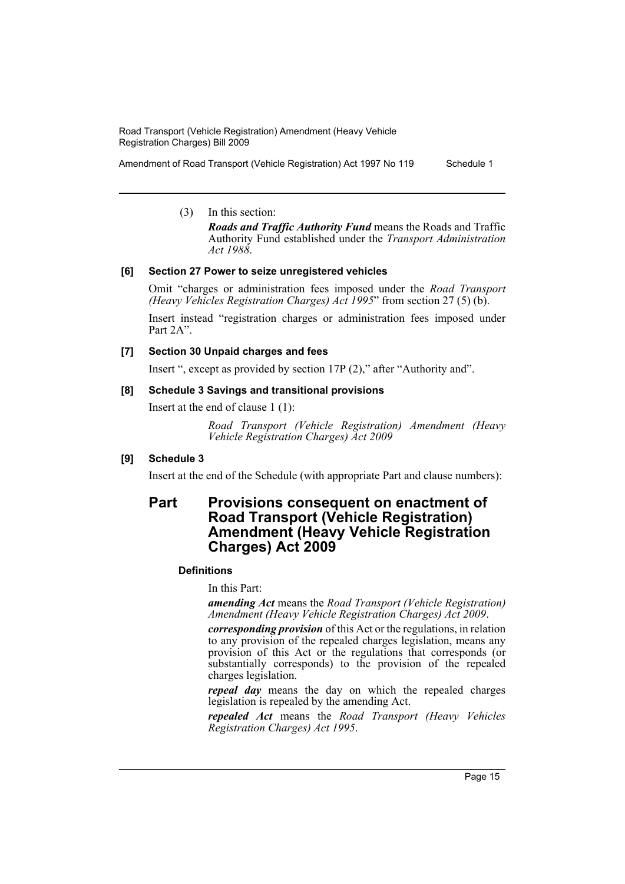(3) In this section:

***Roads and Traffic Authority Fund*** means the Roads and Traffic Authority Fund established under the *Transport Administration Act 1988*.

**[6] Section 27 Power to seize unregistered vehicles**

Omit "charges or administration fees imposed under the *Road Transport (Heavy Vehicles Registration Charges) Act 1995*" from section 27 (5) (b).

Insert instead "registration charges or administration fees imposed under Part 2A".

**[7] Section 30 Unpaid charges and fees**

Insert ", except as provided by section 17P (2)," after "Authority and".

**[8] Schedule 3 Savings and transitional provisions**

Insert at the end of clause 1 (1):

*Road Transport (Vehicle Registration) Amendment (Heavy Vehicle Registration Charges) Act 2009*

**[9] Schedule 3**

Insert at the end of the Schedule (with appropriate Part and clause numbers):

## Part Provisions consequent on enactment of Road Transport (Vehicle Registration) Amendment (Heavy Vehicle Registration Charges) Act 2009

**Definitions**

In this Part:

***amending Act*** means the *Road Transport (Vehicle Registration) Amendment (Heavy Vehicle Registration Charges) Act 2009*.

***corresponding provision*** of this Act or the regulations, in relation to any provision of the repealed charges legislation, means any provision of this Act or the regulations that corresponds (or substantially corresponds) to the provision of the repealed charges legislation.

***repeal day*** means the day on which the repealed charges legislation is repealed by the amending Act.

***repealed Act*** means the *Road Transport (Heavy Vehicles Registration Charges) Act 1995*.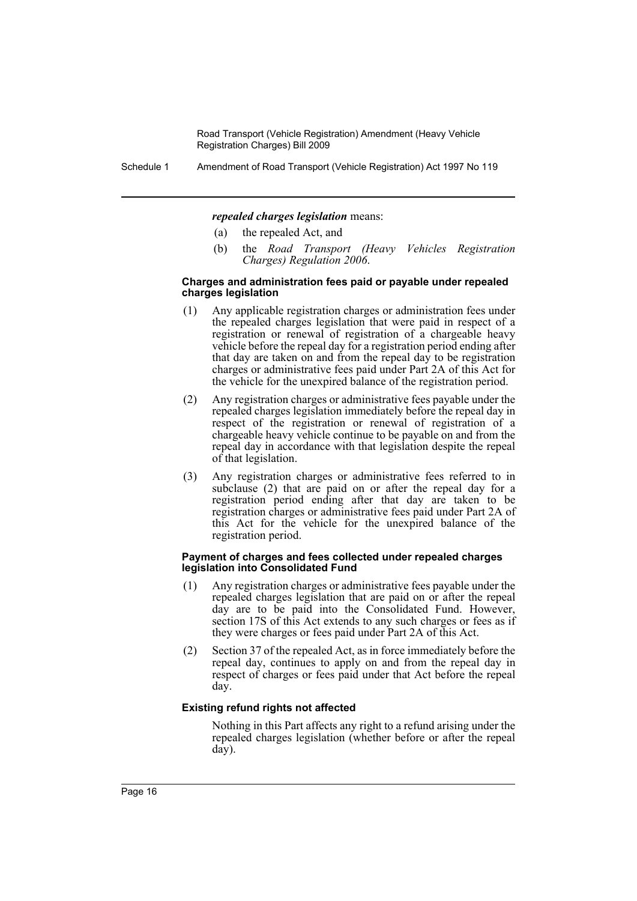***repealed charges legislation*** means:

(a) the repealed Act, and

(b) the *Road Transport (Heavy Vehicles Registration Charges) Regulation 2006*.

#### Charges and administration fees paid or payable under repealed charges legislation

(1) Any applicable registration charges or administration fees under the repealed charges legislation that were paid in respect of a registration or renewal of registration of a chargeable heavy vehicle before the repeal day for a registration period ending after that day are taken on and from the repeal day to be registration charges or administrative fees paid under Part 2A of this Act for the vehicle for the unexpired balance of the registration period.

(2) Any registration charges or administrative fees payable under the repealed charges legislation immediately before the repeal day in respect of the registration or renewal of registration of a chargeable heavy vehicle continue to be payable on and from the repeal day in accordance with that legislation despite the repeal of that legislation.

(3) Any registration charges or administrative fees referred to in subclause (2) that are paid on or after the repeal day for a registration period ending after that day are taken to be registration charges or administrative fees paid under Part 2A of this Act for the vehicle for the unexpired balance of the registration period.

#### Payment of charges and fees collected under repealed charges legislation into Consolidated Fund

(1) Any registration charges or administrative fees payable under the repealed charges legislation that are paid on or after the repeal day are to be paid into the Consolidated Fund. However, section 17S of this Act extends to any such charges or fees as if they were charges or fees paid under Part 2A of this Act.

(2) Section 37 of the repealed Act, as in force immediately before the repeal day, continues to apply on and from the repeal day in respect of charges or fees paid under that Act before the repeal day.

#### Existing refund rights not affected

Nothing in this Part affects any right to a refund arising under the repealed charges legislation (whether before or after the repeal day).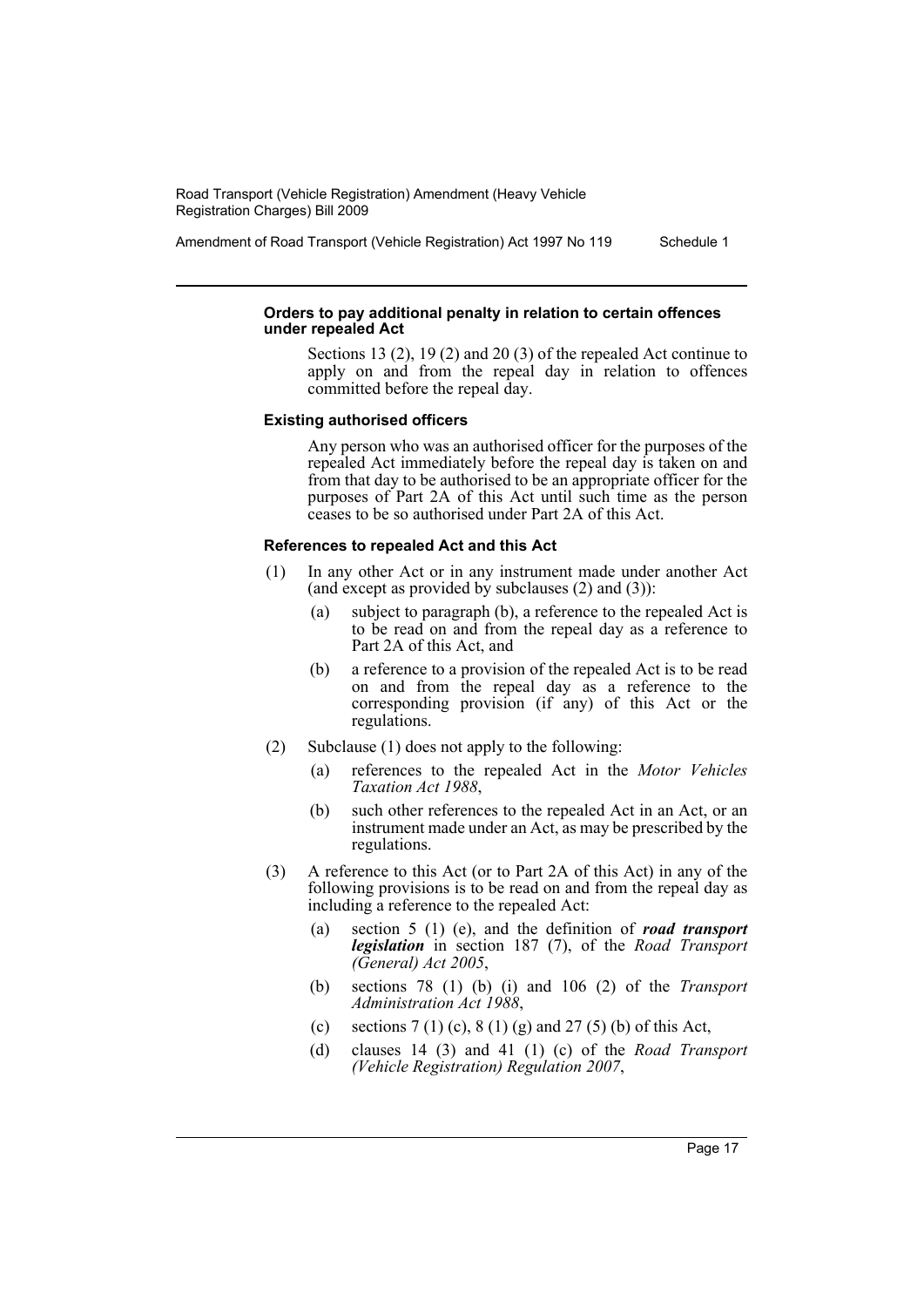**Orders to pay additional penalty in relation to certain offences under repealed Act**

Sections 13 (2), 19 (2) and 20 (3) of the repealed Act continue to apply on and from the repeal day in relation to offences committed before the repeal day.

**Existing authorised officers**

Any person who was an authorised officer for the purposes of the repealed Act immediately before the repeal day is taken on and from that day to be authorised to be an appropriate officer for the purposes of Part 2A of this Act until such time as the person ceases to be so authorised under Part 2A of this Act.

**References to repealed Act and this Act**

(1) In any other Act or in any instrument made under another Act (and except as provided by subclauses (2) and (3)):

- (a) subject to paragraph (b), a reference to the repealed Act is to be read on and from the repeal day as a reference to Part 2A of this Act, and
- (b) a reference to a provision of the repealed Act is to be read on and from the repeal day as a reference to the corresponding provision (if any) of this Act or the regulations.

(2) Subclause (1) does not apply to the following:

- (a) references to the repealed Act in the *Motor Vehicles Taxation Act 1988*,
- (b) such other references to the repealed Act in an Act, or an instrument made under an Act, as may be prescribed by the regulations.

(3) A reference to this Act (or to Part 2A of this Act) in any of the following provisions is to be read on and from the repeal day as including a reference to the repealed Act:

- (a) section 5 (1) (e), and the definition of ***road transport legislation*** in section 187 (7), of the *Road Transport (General) Act 2005*,
- (b) sections 78 (1) (b) (i) and 106 (2) of the *Transport Administration Act 1988*,
- (c) sections 7 (1) (c), 8 (1) (g) and 27 (5) (b) of this Act,
- (d) clauses 14 (3) and 41 (1) (c) of the *Road Transport (Vehicle Registration) Regulation 2007*,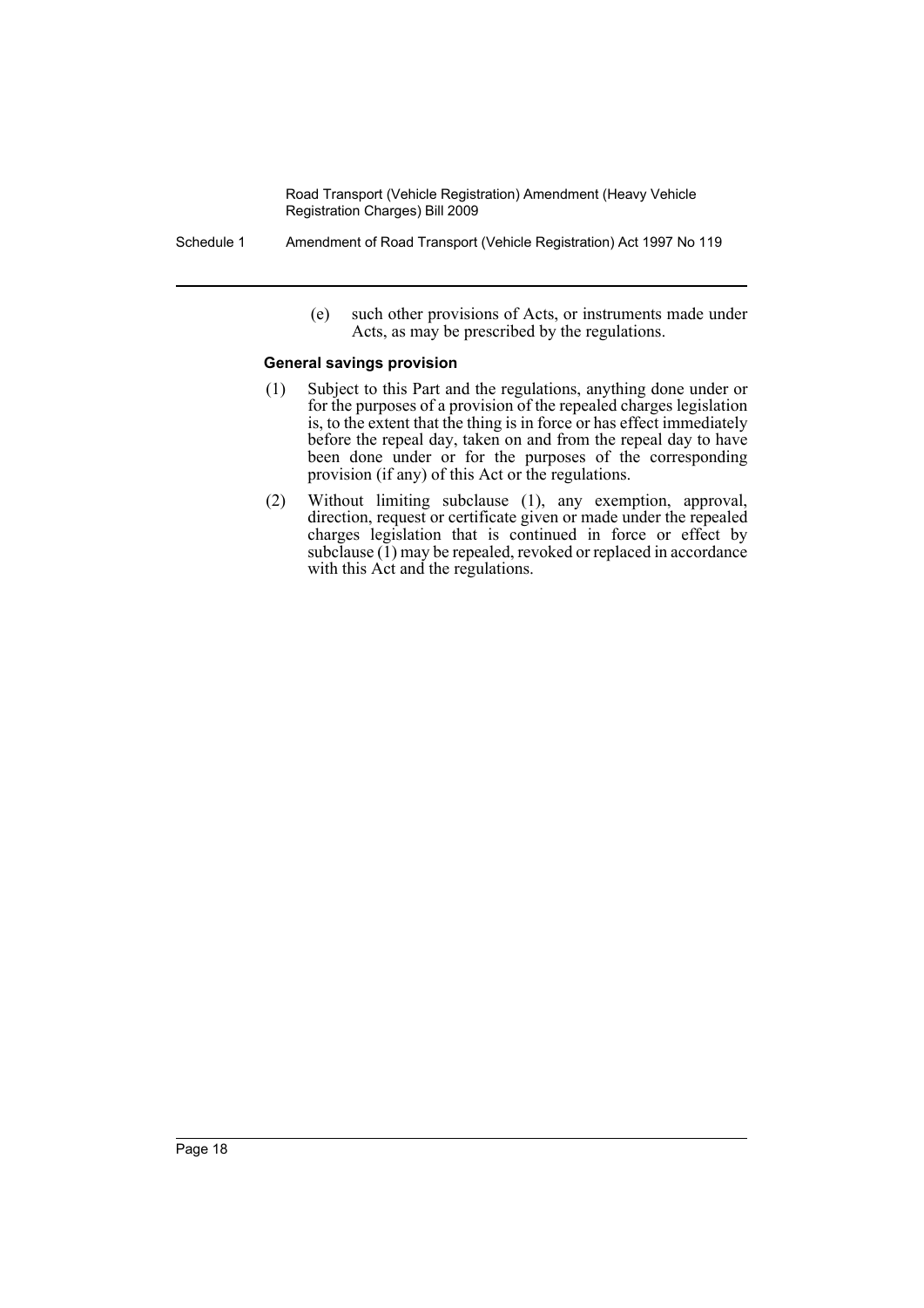(e) such other provisions of Acts, or instruments made under Acts, as may be prescribed by the regulations.

#### General savings provision

(1) Subject to this Part and the regulations, anything done under or for the purposes of a provision of the repealed charges legislation is, to the extent that the thing is in force or has effect immediately before the repeal day, taken on and from the repeal day to have been done under or for the purposes of the corresponding provision (if any) of this Act or the regulations.

(2) Without limiting subclause (1), any exemption, approval, direction, request or certificate given or made under the repealed charges legislation that is continued in force or effect by subclause (1) may be repealed, revoked or replaced in accordance with this Act and the regulations.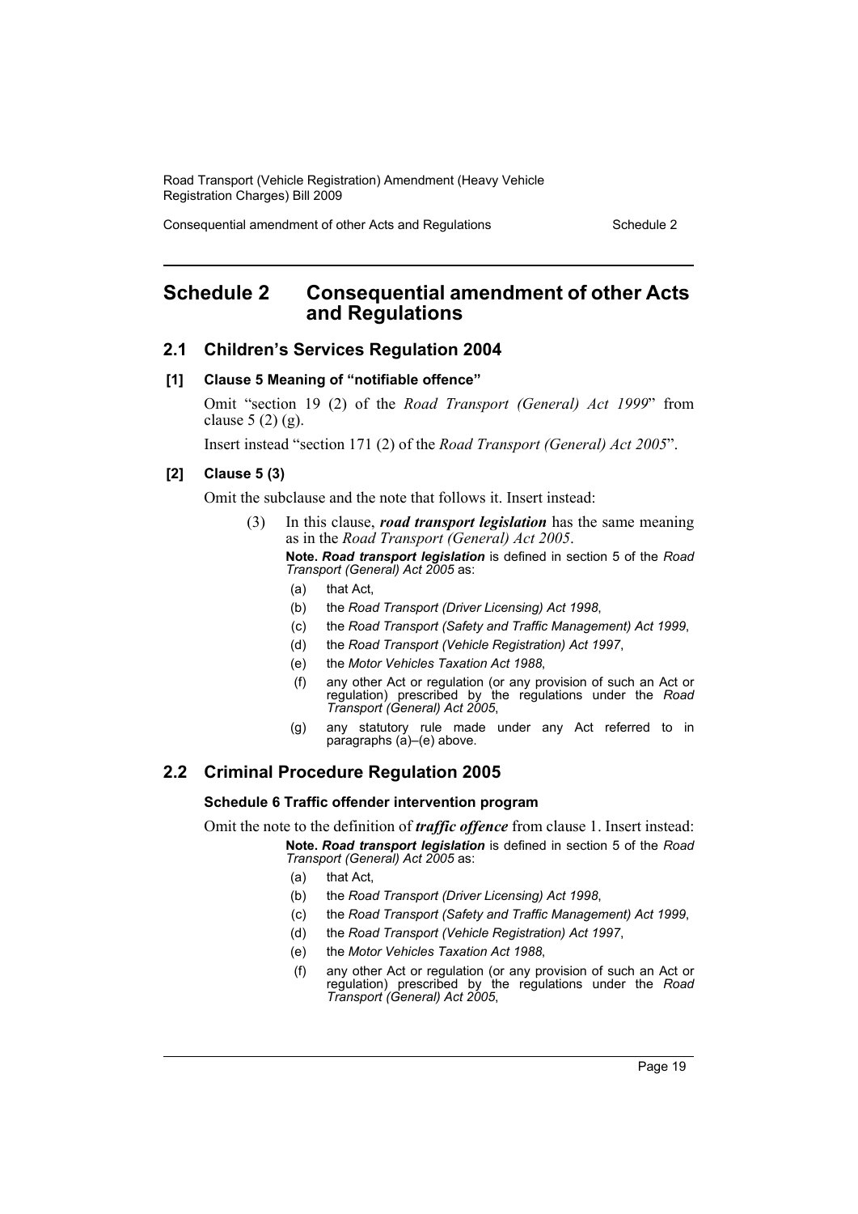# Schedule 2 Consequential amendment of other Acts and Regulations

## 2.1 Children's Services Regulation 2004

### [1] Clause 5 Meaning of "notifiable offence"

Omit "section 19 (2) of the *Road Transport (General) Act 1999*" from clause 5 (2) (g).

Insert instead "section 171 (2) of the *Road Transport (General) Act 2005*".

### [2] Clause 5 (3)

Omit the subclause and the note that follows it. Insert instead:

(3) In this clause, ***road transport legislation*** has the same meaning as in the *Road Transport (General) Act 2005*.

**Note.** ***Road transport legislation*** is defined in section 5 of the *Road Transport (General) Act 2005* as:

- (a) that Act,
- (b) the *Road Transport (Driver Licensing) Act 1998*,
- (c) the *Road Transport (Safety and Traffic Management) Act 1999*,
- (d) the *Road Transport (Vehicle Registration) Act 1997*,
- (e) the *Motor Vehicles Taxation Act 1988*,
- (f) any other Act or regulation (or any provision of such an Act or regulation) prescribed by the regulations under the *Road Transport (General) Act 2005*,
- (g) any statutory rule made under any Act referred to in paragraphs (a)–(e) above.

## 2.2 Criminal Procedure Regulation 2005

### Schedule 6 Traffic offender intervention program

Omit the note to the definition of ***traffic offence*** from clause 1. Insert instead:

**Note.** ***Road transport legislation*** is defined in section 5 of the *Road Transport (General) Act 2005* as:

- (a) that Act,
- (b) the *Road Transport (Driver Licensing) Act 1998*,
- (c) the *Road Transport (Safety and Traffic Management) Act 1999*,
- (d) the *Road Transport (Vehicle Registration) Act 1997*,
- (e) the *Motor Vehicles Taxation Act 1988*,
- (f) any other Act or regulation (or any provision of such an Act or regulation) prescribed by the regulations under the *Road Transport (General) Act 2005*,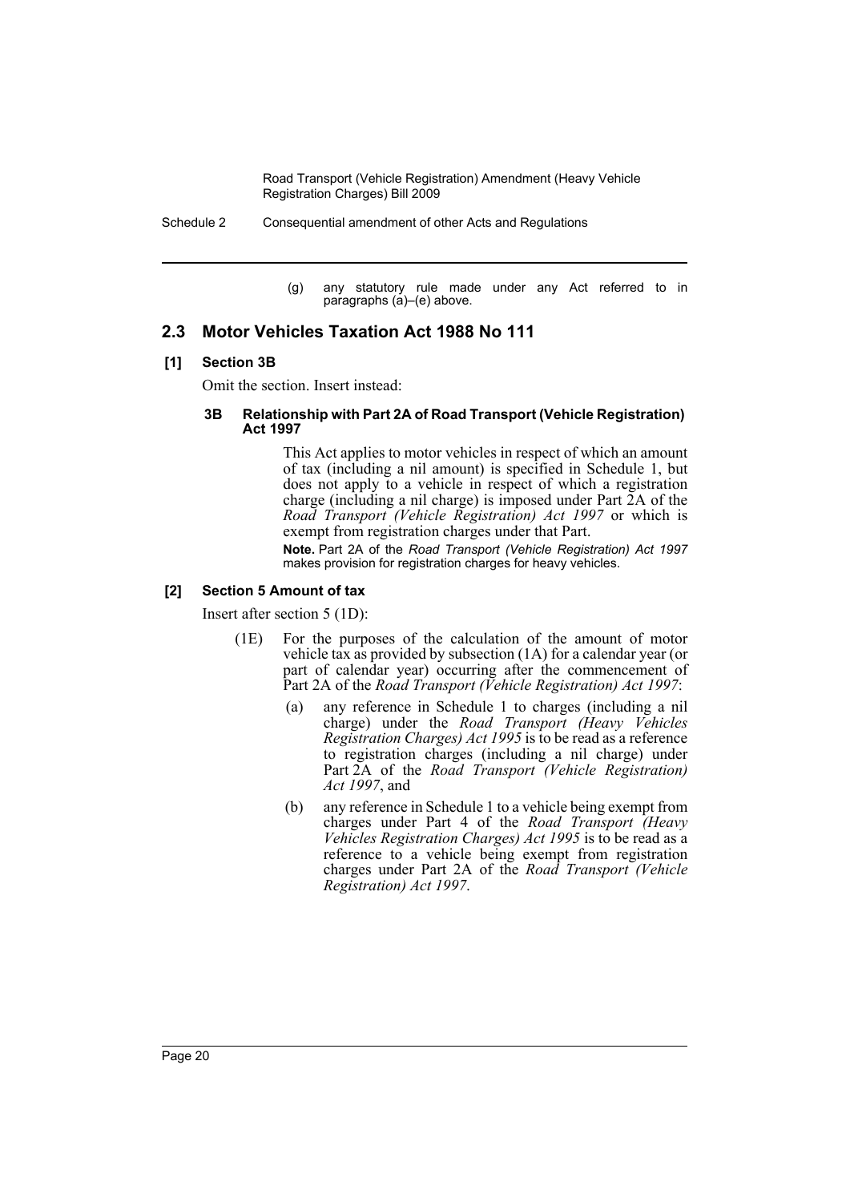(g) any statutory rule made under any Act referred to in paragraphs (a)–(e) above.

## 2.3 Motor Vehicles Taxation Act 1988 No 111

### [1] Section 3B

Omit the section. Insert instead:

#### 3B Relationship with Part 2A of Road Transport (Vehicle Registration) Act 1997

This Act applies to motor vehicles in respect of which an amount of tax (including a nil amount) is specified in Schedule 1, but does not apply to a vehicle in respect of which a registration charge (including a nil charge) is imposed under Part 2A of the *Road Transport (Vehicle Registration) Act 1997* or which is exempt from registration charges under that Part.

**Note.** Part 2A of the *Road Transport (Vehicle Registration) Act 1997* makes provision for registration charges for heavy vehicles.

### [2] Section 5 Amount of tax

Insert after section 5 (1D):

(1E) For the purposes of the calculation of the amount of motor vehicle tax as provided by subsection (1A) for a calendar year (or part of calendar year) occurring after the commencement of Part 2A of the *Road Transport (Vehicle Registration) Act 1997*:

(a) any reference in Schedule 1 to charges (including a nil charge) under the *Road Transport (Heavy Vehicles Registration Charges) Act 1995* is to be read as a reference to registration charges (including a nil charge) under Part 2A of the *Road Transport (Vehicle Registration) Act 1997*, and

(b) any reference in Schedule 1 to a vehicle being exempt from charges under Part 4 of the *Road Transport (Heavy Vehicles Registration Charges) Act 1995* is to be read as a reference to a vehicle being exempt from registration charges under Part 2A of the *Road Transport (Vehicle Registration) Act 1997*.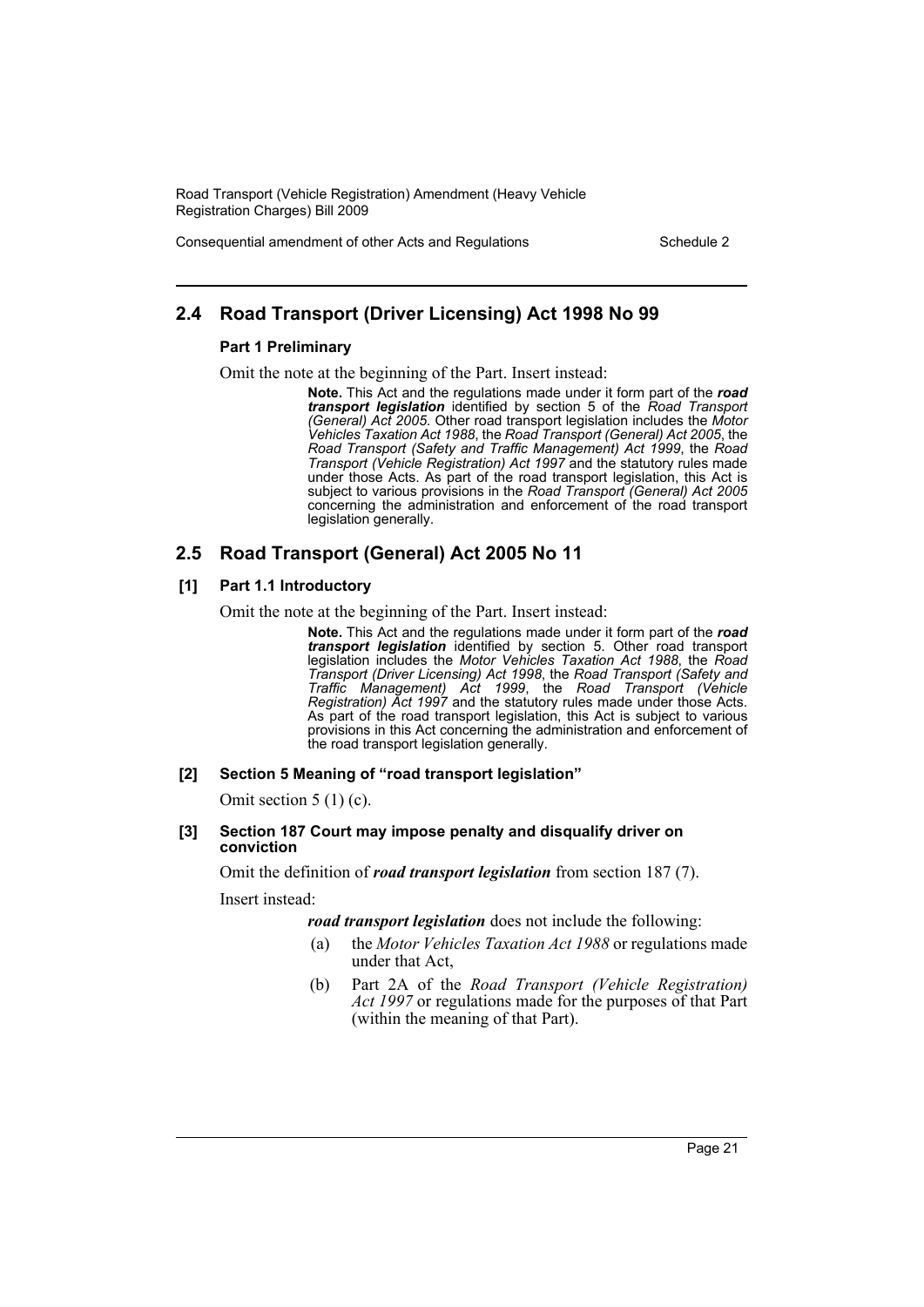## 2.4 Road Transport (Driver Licensing) Act 1998 No 99

### Part 1 Preliminary

Omit the note at the beginning of the Part. Insert instead:

> **Note.** This Act and the regulations made under it form part of the ***road transport legislation*** identified by section 5 of the *Road Transport (General) Act 2005*. Other road transport legislation includes the *Motor Vehicles Taxation Act 1988*, the *Road Transport (General) Act 2005*, the *Road Transport (Safety and Traffic Management) Act 1999*, the *Road Transport (Vehicle Registration) Act 1997* and the statutory rules made under those Acts. As part of the road transport legislation, this Act is subject to various provisions in the *Road Transport (General) Act 2005* concerning the administration and enforcement of the road transport legislation generally.

## 2.5 Road Transport (General) Act 2005 No 11

### [1] Part 1.1 Introductory

Omit the note at the beginning of the Part. Insert instead:

> **Note.** This Act and the regulations made under it form part of the ***road transport legislation*** identified by section 5. Other road transport legislation includes the *Motor Vehicles Taxation Act 1988*, the *Road Transport (Driver Licensing) Act 1998*, the *Road Transport (Safety and Traffic Management) Act 1999*, the *Road Transport (Vehicle Registration) Act 1997* and the statutory rules made under those Acts. As part of the road transport legislation, this Act is subject to various provisions in this Act concerning the administration and enforcement of the road transport legislation generally.

### [2] Section 5 Meaning of "road transport legislation"

Omit section 5 (1) (c).

### [3] Section 187 Court may impose penalty and disqualify driver on conviction

Omit the definition of ***road transport legislation*** from section 187 (7).

Insert instead:

***road transport legislation*** does not include the following:

(a) the *Motor Vehicles Taxation Act 1988* or regulations made under that Act,

(b) Part 2A of the *Road Transport (Vehicle Registration) Act 1997* or regulations made for the purposes of that Part (within the meaning of that Part).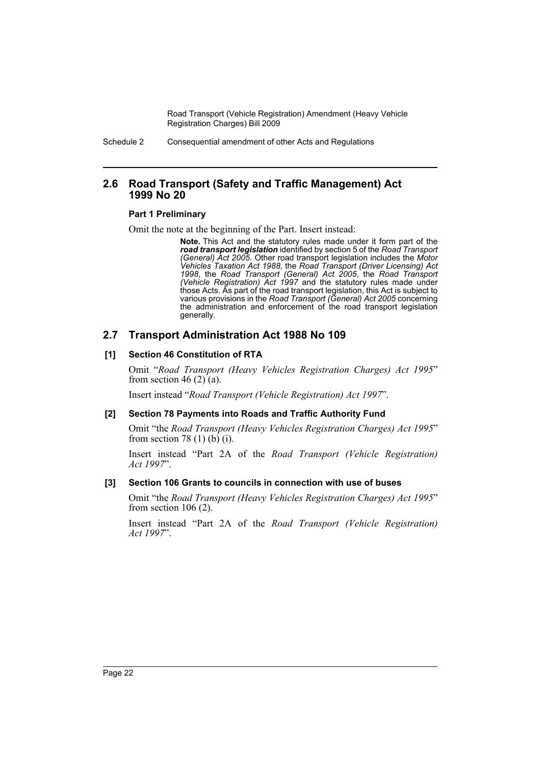## 2.6 Road Transport (Safety and Traffic Management) Act 1999 No 20

**Part 1 Preliminary**

Omit the note at the beginning of the Part. Insert instead:

> **Note.** This Act and the statutory rules made under it form part of the ***road transport legislation*** identified by section 5 of the *Road Transport (General) Act 2005*. Other road transport legislation includes the *Motor Vehicles Taxation Act 1988*, the *Road Transport (Driver Licensing) Act 1998*, the *Road Transport (General) Act 2005*, the *Road Transport (Vehicle Registration) Act 1997* and the statutory rules made under those Acts. As part of the road transport legislation, this Act is subject to various provisions in the *Road Transport (General) Act 2005* concerning the administration and enforcement of the road transport legislation generally.

## 2.7 Transport Administration Act 1988 No 109

**[1] Section 46 Constitution of RTA**

Omit "*Road Transport (Heavy Vehicles Registration Charges) Act 1995*" from section 46 (2) (a).

Insert instead "*Road Transport (Vehicle Registration) Act 1997*".

**[2] Section 78 Payments into Roads and Traffic Authority Fund**

Omit "the *Road Transport (Heavy Vehicles Registration Charges) Act 1995*" from section 78 (1) (b) (i).

Insert instead "Part 2A of the *Road Transport (Vehicle Registration) Act 1997*".

**[3] Section 106 Grants to councils in connection with use of buses**

Omit "the *Road Transport (Heavy Vehicles Registration Charges) Act 1995*" from section 106 (2).

Insert instead "Part 2A of the *Road Transport (Vehicle Registration) Act 1997*".